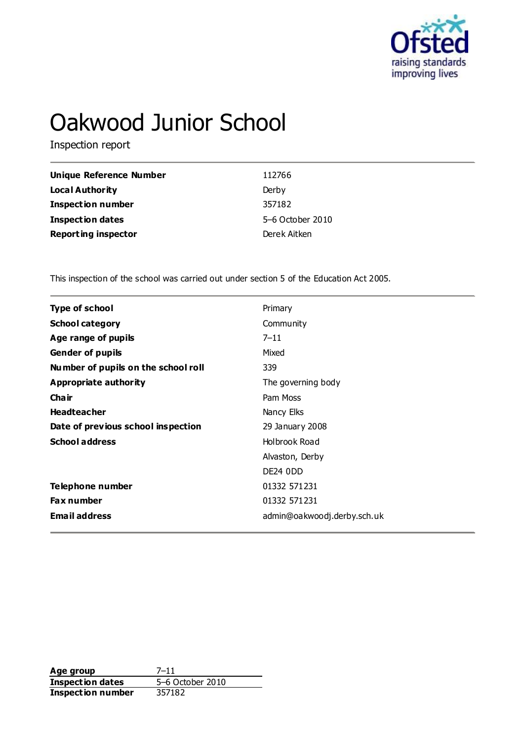# Oakwood Junior School

Inspection report

| | |
|---|---|
| **Unique Reference Number** | 112766 |
| **Local Authority** | Derby |
| **Inspection number** | 357182 |
| **Inspection dates** | 5–6 October 2010 |
| **Reporting inspector** | Derek Aitken |

This inspection of the school was carried out under section 5 of the Education Act 2005.

| | |
|---|---|
| **Type of school** | Primary |
| **School category** | Community |
| **Age range of pupils** | 7–11 |
| **Gender of pupils** | Mixed |
| **Number of pupils on the school roll** | 339 |
| **Appropriate authority** | The governing body |
| **Chair** | Pam Moss |
| **Headteacher** | Nancy Elks |
| **Date of previous school inspection** | 29 January 2008 |
| **School address** | Holbrook Road |
| | Alvaston, Derby |
| | DE24 0DD |
| **Telephone number** | 01332 571231 |
| **Fax number** | 01332 571231 |
| **Email address** | admin@oakwoodj.derby.sch.uk |

| | |
|---|---|
| **Age group** | 7–11 |
| **Inspection dates** | 5–6 October 2010 |
| **Inspection number** | 357182 |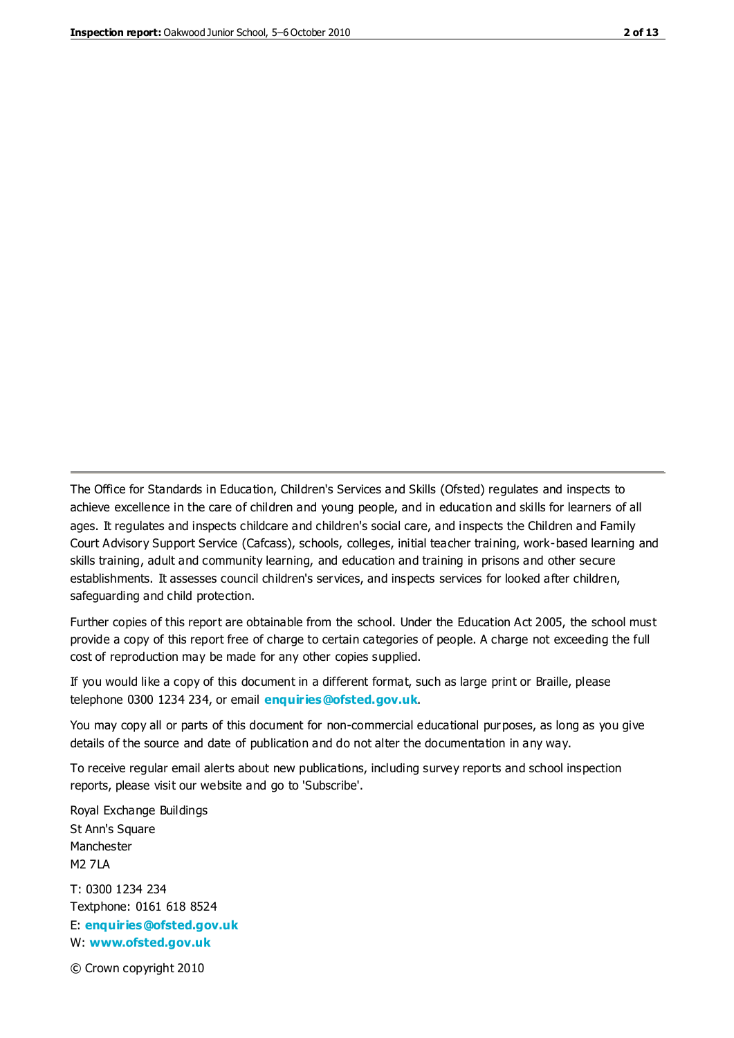The Office for Standards in Education, Children's Services and Skills (Ofsted) regulates and inspects to achieve excellence in the care of children and young people, and in education and skills for learners of all ages. It regulates and inspects childcare and children's social care, and inspects the Children and Family Court Advisory Support Service (Cafcass), schools, colleges, initial teacher training, work-based learning and skills training, adult and community learning, and education and training in prisons and other secure establishments. It assesses council children's services, and inspects services for looked after children, safeguarding and child protection.

Further copies of this report are obtainable from the school. Under the Education Act 2005, the school must provide a copy of this report free of charge to certain categories of people. A charge not exceeding the full cost of reproduction may be made for any other copies supplied.

If you would like a copy of this document in a different format, such as large print or Braille, please telephone 0300 1234 234, or email **enquiries@ofsted.gov.uk**.

You may copy all or parts of this document for non-commercial educational purposes, as long as you give details of the source and date of publication and do not alter the documentation in any way.

To receive regular email alerts about new publications, including survey reports and school inspection reports, please visit our website and go to 'Subscribe'.

Royal Exchange Buildings
St Ann's Square
Manchester
M2 7LA

T: 0300 1234 234
Textphone: 0161 618 8524
E: **enquiries@ofsted.gov.uk**
W: **www.ofsted.gov.uk**

© Crown copyright 2010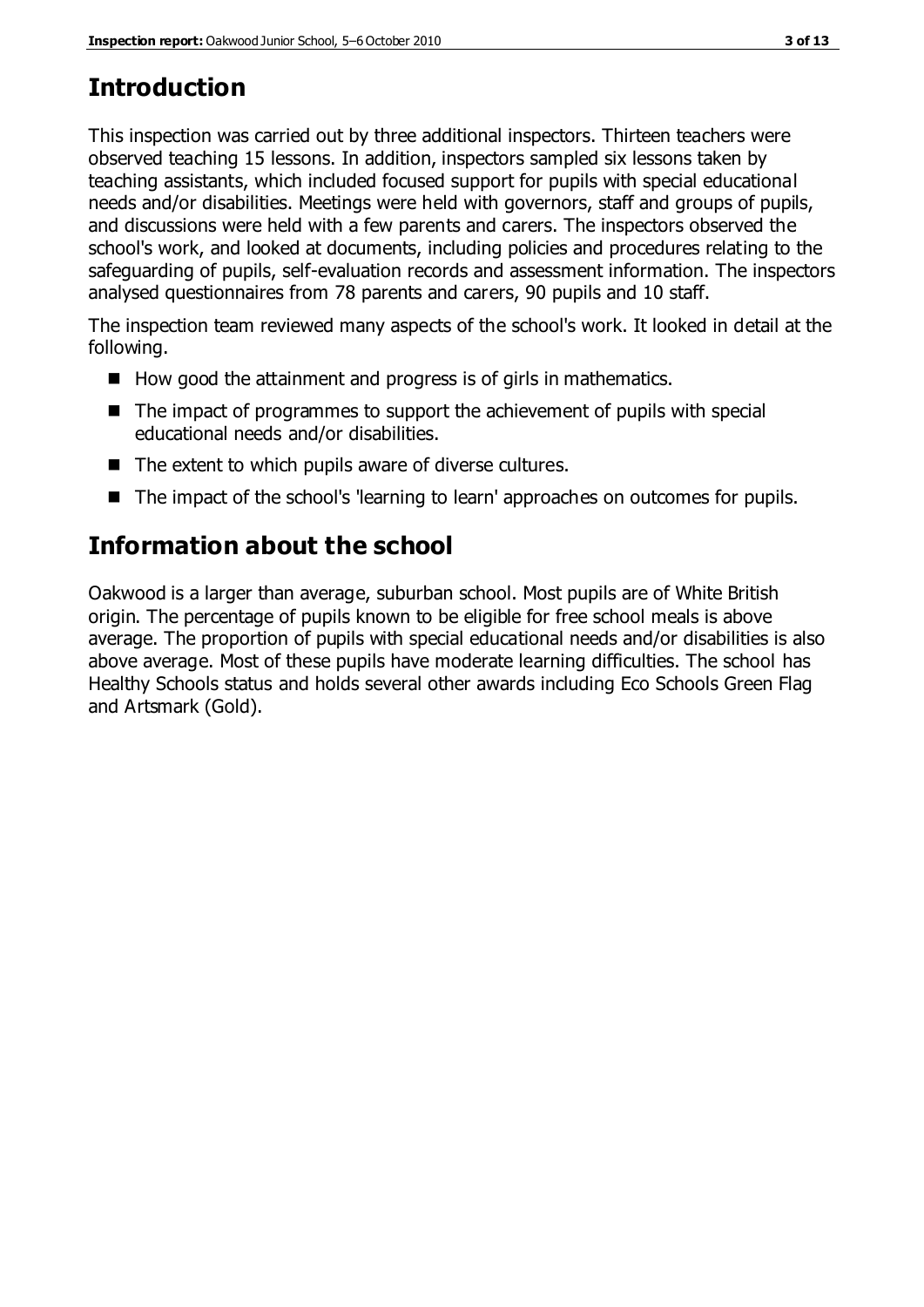## Introduction

This inspection was carried out by three additional inspectors. Thirteen teachers were observed teaching 15 lessons. In addition, inspectors sampled six lessons taken by teaching assistants, which included focused support for pupils with special educational needs and/or disabilities. Meetings were held with governors, staff and groups of pupils, and discussions were held with a few parents and carers. The inspectors observed the school's work, and looked at documents, including policies and procedures relating to the safeguarding of pupils, self-evaluation records and assessment information. The inspectors analysed questionnaires from 78 parents and carers, 90 pupils and 10 staff.

The inspection team reviewed many aspects of the school's work. It looked in detail at the following.

- How good the attainment and progress is of girls in mathematics.
- The impact of programmes to support the achievement of pupils with special educational needs and/or disabilities.
- The extent to which pupils aware of diverse cultures.
- The impact of the school's 'learning to learn' approaches on outcomes for pupils.

## Information about the school

Oakwood is a larger than average, suburban school. Most pupils are of White British origin. The percentage of pupils known to be eligible for free school meals is above average. The proportion of pupils with special educational needs and/or disabilities is also above average. Most of these pupils have moderate learning difficulties. The school has Healthy Schools status and holds several other awards including Eco Schools Green Flag and Artsmark (Gold).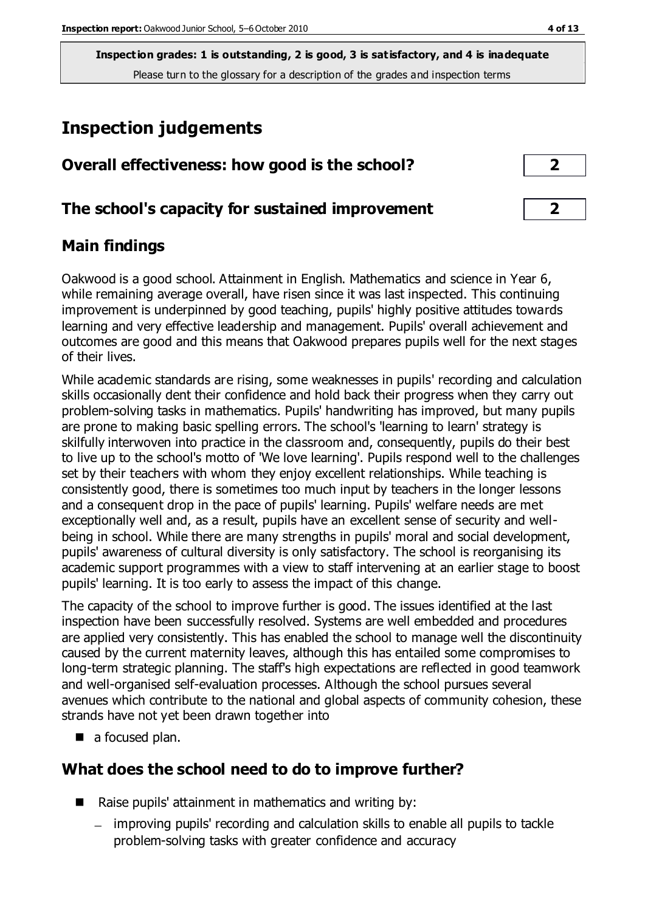**Inspection grades: 1 is outstanding, 2 is good, 3 is satisfactory, and 4 is inadequate**
Please turn to the glossary for a description of the grades and inspection terms

# Inspection judgements

| | |
|---|---|
| **Overall effectiveness: how good is the school?** | **2** |
| **The school's capacity for sustained improvement** | **2** |

## Main findings

Oakwood is a good school. Attainment in English. Mathematics and science in Year 6, while remaining average overall, have risen since it was last inspected. This continuing improvement is underpinned by good teaching, pupils' highly positive attitudes towards learning and very effective leadership and management. Pupils' overall achievement and outcomes are good and this means that Oakwood prepares pupils well for the next stages of their lives.

While academic standards are rising, some weaknesses in pupils' recording and calculation skills occasionally dent their confidence and hold back their progress when they carry out problem-solving tasks in mathematics. Pupils' handwriting has improved, but many pupils are prone to making basic spelling errors. The school's 'learning to learn' strategy is skilfully interwoven into practice in the classroom and, consequently, pupils do their best to live up to the school's motto of 'We love learning'. Pupils respond well to the challenges set by their teachers with whom they enjoy excellent relationships. While teaching is consistently good, there is sometimes too much input by teachers in the longer lessons and a consequent drop in the pace of pupils' learning. Pupils' welfare needs are met exceptionally well and, as a result, pupils have an excellent sense of security and well-being in school. While there are many strengths in pupils' moral and social development, pupils' awareness of cultural diversity is only satisfactory. The school is reorganising its academic support programmes with a view to staff intervening at an earlier stage to boost pupils' learning. It is too early to assess the impact of this change.

The capacity of the school to improve further is good. The issues identified at the last inspection have been successfully resolved. Systems are well embedded and procedures are applied very consistently. This has enabled the school to manage well the discontinuity caused by the current maternity leaves, although this has entailed some compromises to long-term strategic planning. The staff's high expectations are reflected in good teamwork and well-organised self-evaluation processes. Although the school pursues several avenues which contribute to the national and global aspects of community cohesion, these strands have not yet been drawn together into

- a focused plan.

## What does the school need to do to improve further?

- Raise pupils' attainment in mathematics and writing by:
  - improving pupils' recording and calculation skills to enable all pupils to tackle problem-solving tasks with greater confidence and accuracy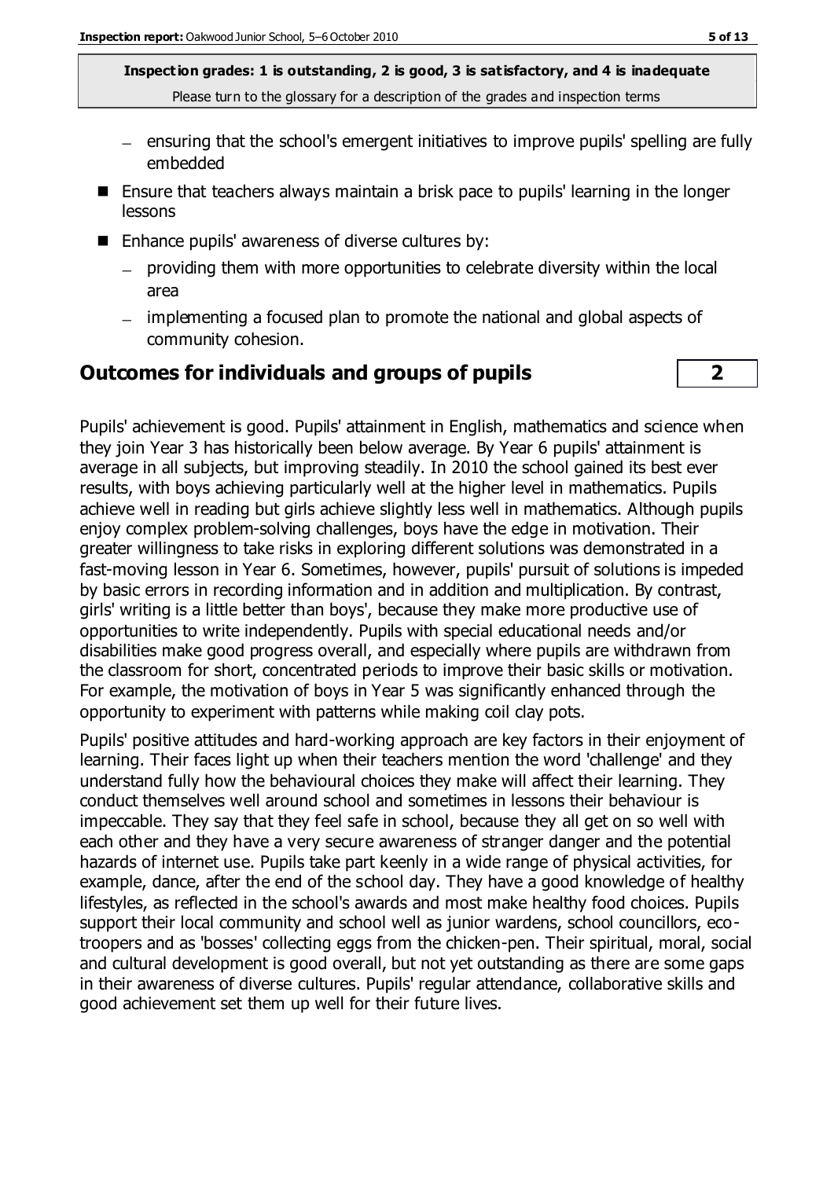- ensuring that the school's emergent initiatives to improve pupils' spelling are fully embedded

- Ensure that teachers always maintain a brisk pace to pupils' learning in the longer lessons
- Enhance pupils' awareness of diverse cultures by:
  - providing them with more opportunities to celebrate diversity within the local area
  - implementing a focused plan to promote the national and global aspects of community cohesion.

## Outcomes for individuals and groups of pupils **2**

Pupils' achievement is good. Pupils' attainment in English, mathematics and science when they join Year 3 has historically been below average. By Year 6 pupils' attainment is average in all subjects, but improving steadily. In 2010 the school gained its best ever results, with boys achieving particularly well at the higher level in mathematics. Pupils achieve well in reading but girls achieve slightly less well in mathematics. Although pupils enjoy complex problem-solving challenges, boys have the edge in motivation. Their greater willingness to take risks in exploring different solutions was demonstrated in a fast-moving lesson in Year 6. Sometimes, however, pupils' pursuit of solutions is impeded by basic errors in recording information and in addition and multiplication. By contrast, girls' writing is a little better than boys', because they make more productive use of opportunities to write independently. Pupils with special educational needs and/or disabilities make good progress overall, and especially where pupils are withdrawn from the classroom for short, concentrated periods to improve their basic skills or motivation. For example, the motivation of boys in Year 5 was significantly enhanced through the opportunity to experiment with patterns while making coil clay pots.

Pupils' positive attitudes and hard-working approach are key factors in their enjoyment of learning. Their faces light up when their teachers mention the word 'challenge' and they understand fully how the behavioural choices they make will affect their learning. They conduct themselves well around school and sometimes in lessons their behaviour is impeccable. They say that they feel safe in school, because they all get on so well with each other and they have a very secure awareness of stranger danger and the potential hazards of internet use. Pupils take part keenly in a wide range of physical activities, for example, dance, after the end of the school day. They have a good knowledge of healthy lifestyles, as reflected in the school's awards and most make healthy food choices. Pupils support their local community and school well as junior wardens, school councillors, eco-troopers and as 'bosses' collecting eggs from the chicken-pen. Their spiritual, moral, social and cultural development is good overall, but not yet outstanding as there are some gaps in their awareness of diverse cultures. Pupils' regular attendance, collaborative skills and good achievement set them up well for their future lives.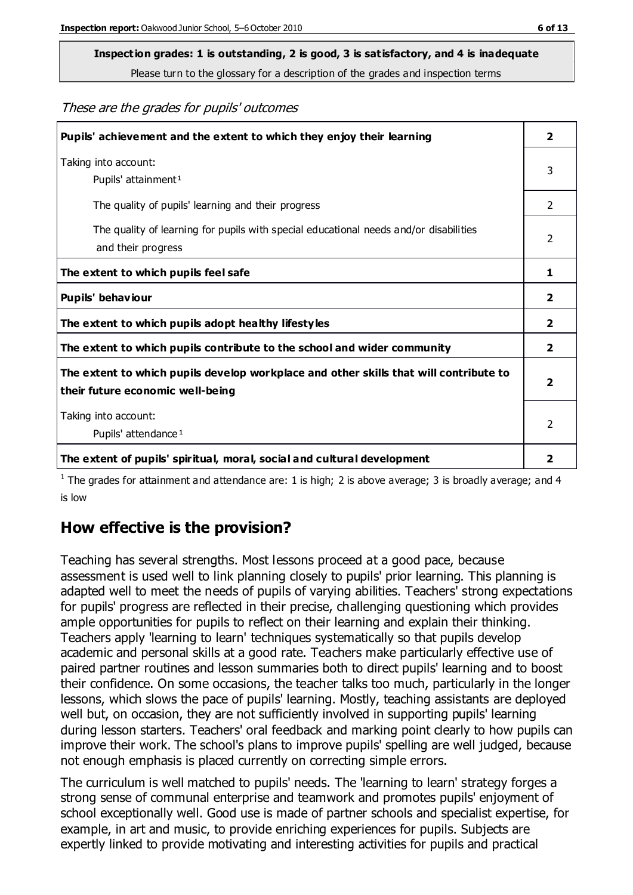**Inspection grades: 1 is outstanding, 2 is good, 3 is satisfactory, and 4 is inadequate**

Please turn to the glossary for a description of the grades and inspection terms

*These are the grades for pupils' outcomes*

| | |
|---|---|
| **Pupils' achievement and the extent to which they enjoy their learning** | **2** |
| Taking into account: Pupils' attainment[1] | 3 |
| The quality of pupils' learning and their progress | 2 |
| The quality of learning for pupils with special educational needs and/or disabilities and their progress | 2 |
| **The extent to which pupils feel safe** | **1** |
| **Pupils' behaviour** | **2** |
| **The extent to which pupils adopt healthy lifestyles** | **2** |
| **The extent to which pupils contribute to the school and wider community** | **2** |
| **The extent to which pupils develop workplace and other skills that will contribute to their future economic well-being** | **2** |
| Taking into account: Pupils' attendance[1] | 2 |
| **The extent of pupils' spiritual, moral, social and cultural development** | **2** |

[1] The grades for attainment and attendance are: 1 is high; 2 is above average; 3 is broadly average; and 4 is low

## How effective is the provision?

Teaching has several strengths. Most lessons proceed at a good pace, because assessment is used well to link planning closely to pupils' prior learning. This planning is adapted well to meet the needs of pupils of varying abilities. Teachers' strong expectations for pupils' progress are reflected in their precise, challenging questioning which provides ample opportunities for pupils to reflect on their learning and explain their thinking. Teachers apply 'learning to learn' techniques systematically so that pupils develop academic and personal skills at a good rate. Teachers make particularly effective use of paired partner routines and lesson summaries both to direct pupils' learning and to boost their confidence. On some occasions, the teacher talks too much, particularly in the longer lessons, which slows the pace of pupils' learning. Mostly, teaching assistants are deployed well but, on occasion, they are not sufficiently involved in supporting pupils' learning during lesson starters. Teachers' oral feedback and marking point clearly to how pupils can improve their work. The school's plans to improve pupils' spelling are well judged, because not enough emphasis is placed currently on correcting simple errors.

The curriculum is well matched to pupils' needs. The 'learning to learn' strategy forges a strong sense of communal enterprise and teamwork and promotes pupils' enjoyment of school exceptionally well. Good use is made of partner schools and specialist expertise, for example, in art and music, to provide enriching experiences for pupils. Subjects are expertly linked to provide motivating and interesting activities for pupils and practical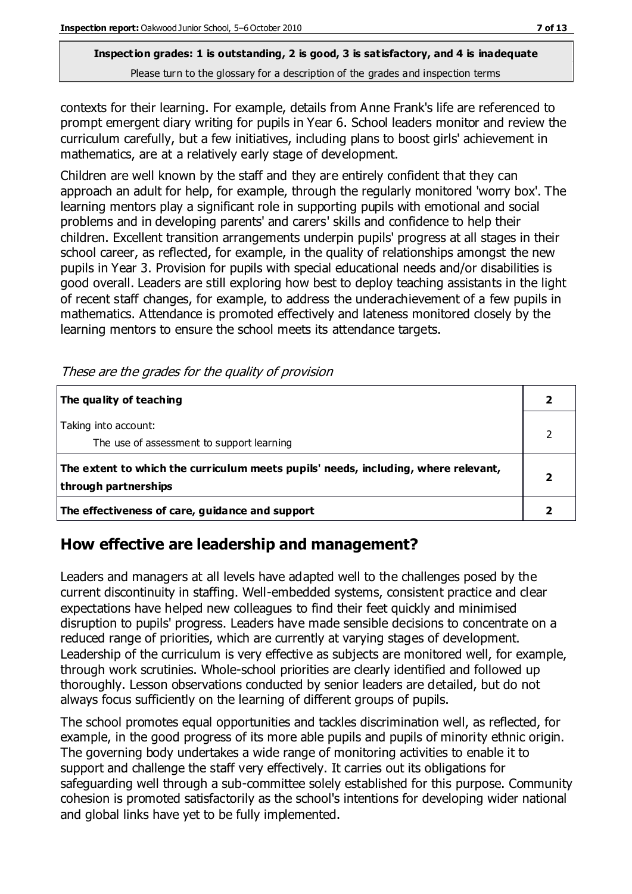**Inspection grades: 1 is outstanding, 2 is good, 3 is satisfactory, and 4 is inadequate**
Please turn to the glossary for a description of the grades and inspection terms

contexts for their learning. For example, details from Anne Frank's life are referenced to prompt emergent diary writing for pupils in Year 6. School leaders monitor and review the curriculum carefully, but a few initiatives, including plans to boost girls' achievement in mathematics, are at a relatively early stage of development.

Children are well known by the staff and they are entirely confident that they can approach an adult for help, for example, through the regularly monitored 'worry box'. The learning mentors play a significant role in supporting pupils with emotional and social problems and in developing parents' and carers' skills and confidence to help their children. Excellent transition arrangements underpin pupils' progress at all stages in their school career, as reflected, for example, in the quality of relationships amongst the new pupils in Year 3. Provision for pupils with special educational needs and/or disabilities is good overall. Leaders are still exploring how best to deploy teaching assistants in the light of recent staff changes, for example, to address the underachievement of a few pupils in mathematics. Attendance is promoted effectively and lateness monitored closely by the learning mentors to ensure the school meets its attendance targets.

*These are the grades for the quality of provision*

| | |
|---|---|
| **The quality of teaching** | **2** |
| Taking into account:<br>The use of assessment to support learning | 2 |
| **The extent to which the curriculum meets pupils' needs, including, where relevant, through partnerships** | **2** |
| **The effectiveness of care, guidance and support** | **2** |

## How effective are leadership and management?

Leaders and managers at all levels have adapted well to the challenges posed by the current discontinuity in staffing. Well-embedded systems, consistent practice and clear expectations have helped new colleagues to find their feet quickly and minimised disruption to pupils' progress. Leaders have made sensible decisions to concentrate on a reduced range of priorities, which are currently at varying stages of development. Leadership of the curriculum is very effective as subjects are monitored well, for example, through work scrutinies. Whole-school priorities are clearly identified and followed up thoroughly. Lesson observations conducted by senior leaders are detailed, but do not always focus sufficiently on the learning of different groups of pupils.

The school promotes equal opportunities and tackles discrimination well, as reflected, for example, in the good progress of its more able pupils and pupils of minority ethnic origin. The governing body undertakes a wide range of monitoring activities to enable it to support and challenge the staff very effectively. It carries out its obligations for safeguarding well through a sub-committee solely established for this purpose. Community cohesion is promoted satisfactorily as the school's intentions for developing wider national and global links have yet to be fully implemented.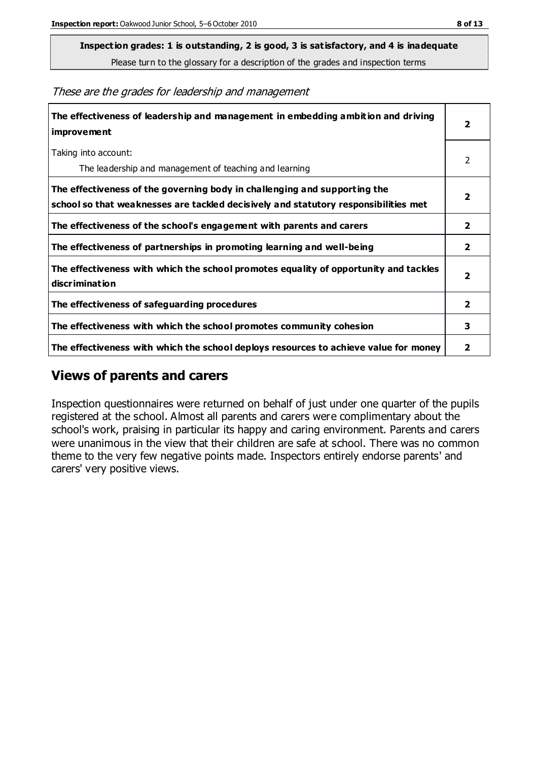**Inspection grades: 1 is outstanding, 2 is good, 3 is satisfactory, and 4 is inadequate**

Please turn to the glossary for a description of the grades and inspection terms

*These are the grades for leadership and management*

| | |
|---|---|
| **The effectiveness of leadership and management in embedding ambition and driving improvement** | **2** |
| Taking into account: The leadership and management of teaching and learning | 2 |
| **The effectiveness of the governing body in challenging and supporting the school so that weaknesses are tackled decisively and statutory responsibilities met** | **2** |
| **The effectiveness of the school's engagement with parents and carers** | **2** |
| **The effectiveness of partnerships in promoting learning and well-being** | **2** |
| **The effectiveness with which the school promotes equality of opportunity and tackles discrimination** | **2** |
| **The effectiveness of safeguarding procedures** | **2** |
| **The effectiveness with which the school promotes community cohesion** | **3** |
| **The effectiveness with which the school deploys resources to achieve value for money** | **2** |

## Views of parents and carers

Inspection questionnaires were returned on behalf of just under one quarter of the pupils registered at the school. Almost all parents and carers were complimentary about the school's work, praising in particular its happy and caring environment. Parents and carers were unanimous in the view that their children are safe at school. There was no common theme to the very few negative points made. Inspectors entirely endorse parents' and carers' very positive views.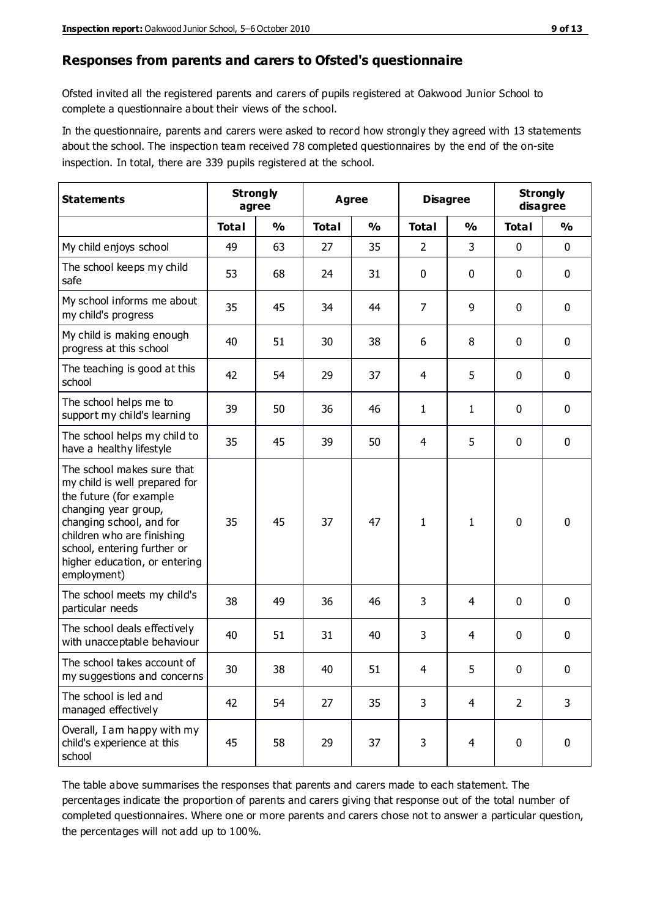## Responses from parents and carers to Ofsted's questionnaire

Ofsted invited all the registered parents and carers of pupils registered at Oakwood Junior School to complete a questionnaire about their views of the school.

In the questionnaire, parents and carers were asked to record how strongly they agreed with 13 statements about the school. The inspection team received 78 completed questionnaires by the end of the on-site inspection. In total, there are 339 pupils registered at the school.

| Statements | Strongly agree | | Agree | | Disagree | | Strongly disagree | |
|---|---|---|---|---|---|---|---|---|
| | Total | % | Total | % | Total | % | Total | % |
| My child enjoys school | 49 | 63 | 27 | 35 | 2 | 3 | 0 | 0 |
| The school keeps my child safe | 53 | 68 | 24 | 31 | 0 | 0 | 0 | 0 |
| My school informs me about my child's progress | 35 | 45 | 34 | 44 | 7 | 9 | 0 | 0 |
| My child is making enough progress at this school | 40 | 51 | 30 | 38 | 6 | 8 | 0 | 0 |
| The teaching is good at this school | 42 | 54 | 29 | 37 | 4 | 5 | 0 | 0 |
| The school helps me to support my child's learning | 39 | 50 | 36 | 46 | 1 | 1 | 0 | 0 |
| The school helps my child to have a healthy lifestyle | 35 | 45 | 39 | 50 | 4 | 5 | 0 | 0 |
| The school makes sure that my child is well prepared for the future (for example changing year group, changing school, and for children who are finishing school, entering further or higher education, or entering employment) | 35 | 45 | 37 | 47 | 1 | 1 | 0 | 0 |
| The school meets my child's particular needs | 38 | 49 | 36 | 46 | 3 | 4 | 0 | 0 |
| The school deals effectively with unacceptable behaviour | 40 | 51 | 31 | 40 | 3 | 4 | 0 | 0 |
| The school takes account of my suggestions and concerns | 30 | 38 | 40 | 51 | 4 | 5 | 0 | 0 |
| The school is led and managed effectively | 42 | 54 | 27 | 35 | 3 | 4 | 2 | 3 |
| Overall, I am happy with my child's experience at this school | 45 | 58 | 29 | 37 | 3 | 4 | 0 | 0 |

The table above summarises the responses that parents and carers made to each statement. The percentages indicate the proportion of parents and carers giving that response out of the total number of completed questionnaires. Where one or more parents and carers chose not to answer a particular question, the percentages will not add up to 100%.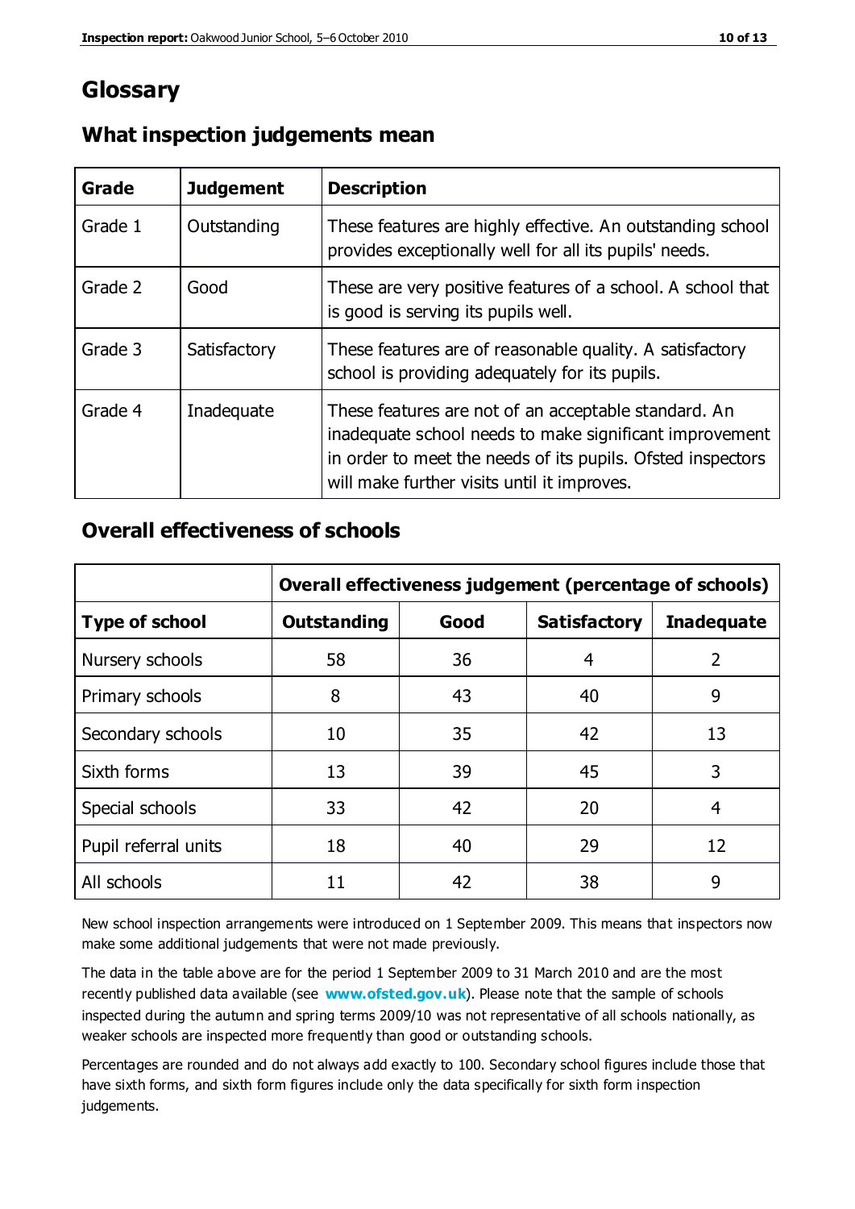# Glossary

## What inspection judgements mean

| Grade | Judgement | Description |
|---|---|---|
| Grade 1 | Outstanding | These features are highly effective. An outstanding school provides exceptionally well for all its pupils' needs. |
| Grade 2 | Good | These are very positive features of a school. A school that is good is serving its pupils well. |
| Grade 3 | Satisfactory | These features are of reasonable quality. A satisfactory school is providing adequately for its pupils. |
| Grade 4 | Inadequate | These features are not of an acceptable standard. An inadequate school needs to make significant improvement in order to meet the needs of its pupils. Ofsted inspectors will make further visits until it improves. |

## Overall effectiveness of schools

| | Overall effectiveness judgement (percentage of schools) | | | |
|---|---|---|---|---|
| **Type of school** | **Outstanding** | **Good** | **Satisfactory** | **Inadequate** |
| Nursery schools | 58 | 36 | 4 | 2 |
| Primary schools | 8 | 43 | 40 | 9 |
| Secondary schools | 10 | 35 | 42 | 13 |
| Sixth forms | 13 | 39 | 45 | 3 |
| Special schools | 33 | 42 | 20 | 4 |
| Pupil referral units | 18 | 40 | 29 | 12 |
| All schools | 11 | 42 | 38 | 9 |

New school inspection arrangements were introduced on 1 September 2009. This means that inspectors now make some additional judgements that were not made previously.

The data in the table above are for the period 1 September 2009 to 31 March 2010 and are the most recently published data available (see **www.ofsted.gov.uk**). Please note that the sample of schools inspected during the autumn and spring terms 2009/10 was not representative of all schools nationally, as weaker schools are inspected more frequently than good or outstanding schools.

Percentages are rounded and do not always add exactly to 100. Secondary school figures include those that have sixth forms, and sixth form figures include only the data specifically for sixth form inspection judgements.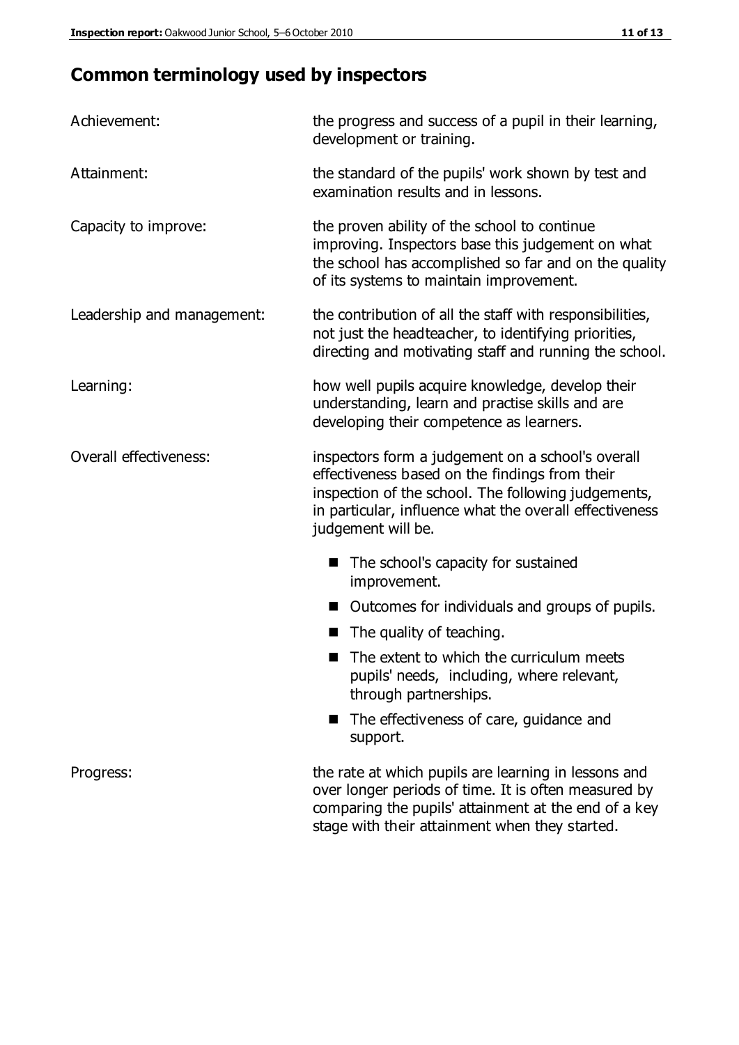## Common terminology used by inspectors

| | |
|---|---|
| Achievement: | the progress and success of a pupil in their learning, development or training. |
| Attainment: | the standard of the pupils' work shown by test and examination results and in lessons. |
| Capacity to improve: | the proven ability of the school to continue improving. Inspectors base this judgement on what the school has accomplished so far and on the quality of its systems to maintain improvement. |
| Leadership and management: | the contribution of all the staff with responsibilities, not just the headteacher, to identifying priorities, directing and motivating staff and running the school. |
| Learning: | how well pupils acquire knowledge, develop their understanding, learn and practise skills and are developing their competence as learners. |
| Overall effectiveness: | inspectors form a judgement on a school's overall effectiveness based on the findings from their inspection of the school. The following judgements, in particular, influence what the overall effectiveness judgement will be. ■ The school's capacity for sustained improvement. ■ Outcomes for individuals and groups of pupils. ■ The quality of teaching. ■ The extent to which the curriculum meets pupils' needs, including, where relevant, through partnerships. ■ The effectiveness of care, guidance and support. |
| Progress: | the rate at which pupils are learning in lessons and over longer periods of time. It is often measured by comparing the pupils' attainment at the end of a key stage with their attainment when they started. |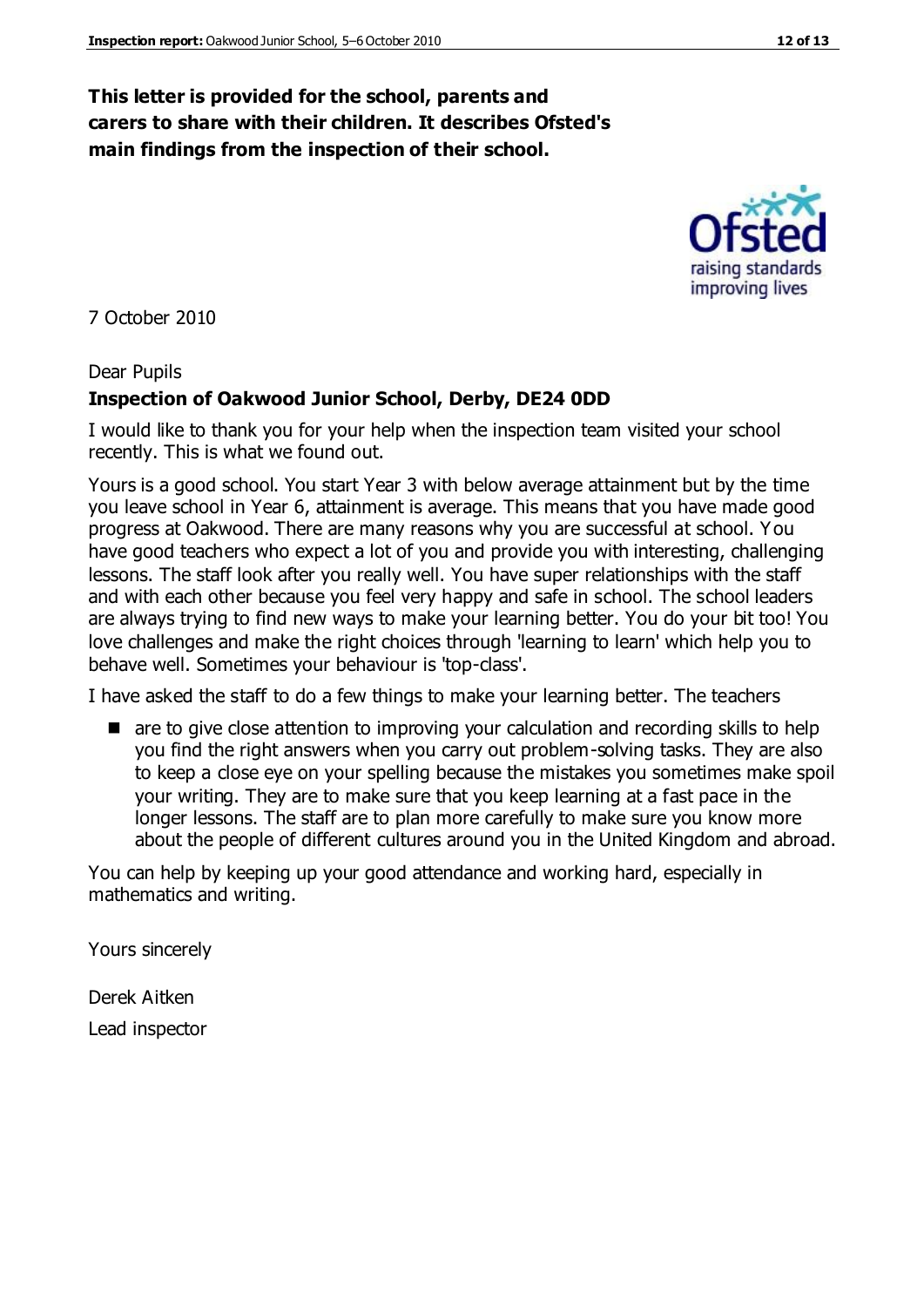**This letter is provided for the school, parents and carers to share with their children. It describes Ofsted's main findings from the inspection of their school.**

7 October 2010

Dear Pupils

**Inspection of Oakwood Junior School, Derby, DE24 0DD**

I would like to thank you for your help when the inspection team visited your school recently. This is what we found out.

Yours is a good school. You start Year 3 with below average attainment but by the time you leave school in Year 6, attainment is average. This means that you have made good progress at Oakwood. There are many reasons why you are successful at school. You have good teachers who expect a lot of you and provide you with interesting, challenging lessons. The staff look after you really well. You have super relationships with the staff and with each other because you feel very happy and safe in school. The school leaders are always trying to find new ways to make your learning better. You do your bit too! You love challenges and make the right choices through 'learning to learn' which help you to behave well. Sometimes your behaviour is 'top-class'.

I have asked the staff to do a few things to make your learning better. The teachers

- are to give close attention to improving your calculation and recording skills to help you find the right answers when you carry out problem-solving tasks. They are also to keep a close eye on your spelling because the mistakes you sometimes make spoil your writing. They are to make sure that you keep learning at a fast pace in the longer lessons. The staff are to plan more carefully to make sure you know more about the people of different cultures around you in the United Kingdom and abroad.

You can help by keeping up your good attendance and working hard, especially in mathematics and writing.

Yours sincerely

Derek Aitken

Lead inspector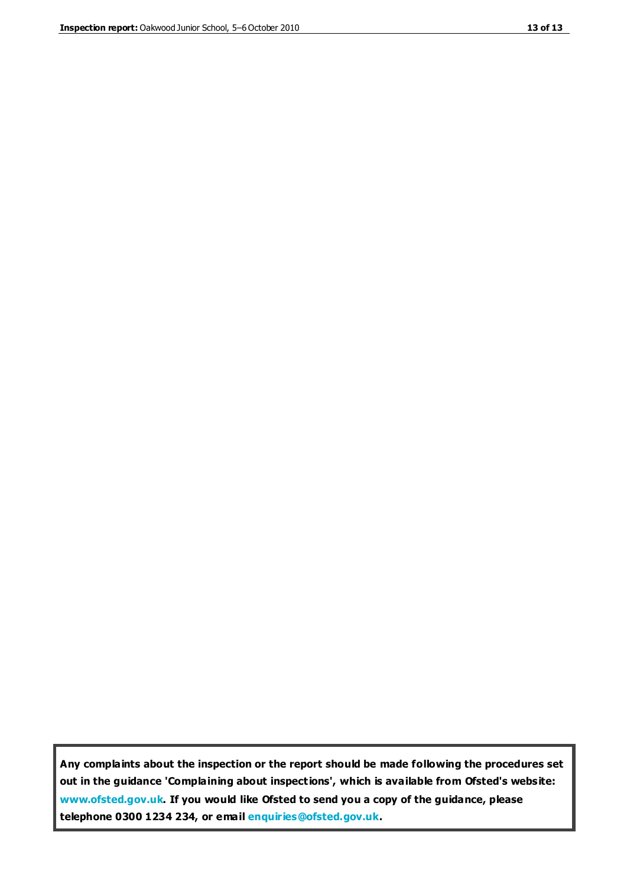**Any complaints about the inspection or the report should be made following the procedures set out in the guidance 'Complaining about inspections', which is available from Ofsted's website: www.ofsted.gov.uk. If you would like Ofsted to send you a copy of the guidance, please telephone 0300 1234 234, or email enquiries@ofsted.gov.uk.**